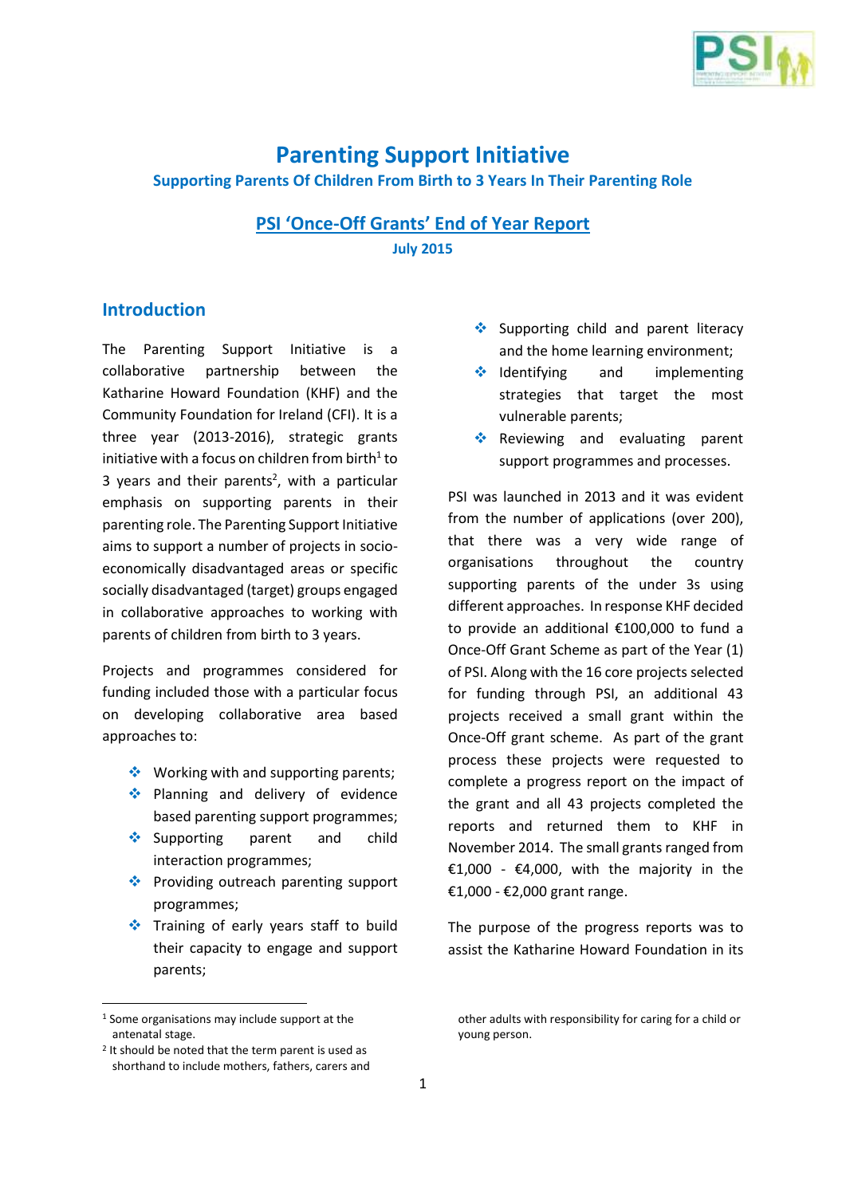# Parenting Support Initiative

### Supporting Parents Of Children From Birth to 3 Years In Their Parenting Role

### PSI 'Once-Off Grants' End of Year Report

**July 2015**

## Introduction

The Parenting Support Initiative is a collaborative partnership between the Katharine Howard Foundation (KHF) and the Community Foundation for Ireland (CFI). It is a three year (2013-2016), strategic grants initiative with a focus on children from birth[1] to 3 years and their parents[2], with a particular emphasis on supporting parents in their parenting role. The Parenting Support Initiative aims to support a number of projects in socio-economically disadvantaged areas or specific socially disadvantaged (target) groups engaged in collaborative approaches to working with parents of children from birth to 3 years.

Projects and programmes considered for funding included those with a particular focus on developing collaborative area based approaches to:

- Working with and supporting parents;
- Planning and delivery of evidence based parenting support programmes;
- Supporting parent and child interaction programmes;
- Providing outreach parenting support programmes;
- Training of early years staff to build their capacity to engage and support parents;
- Supporting child and parent literacy and the home learning environment;
- Identifying and implementing strategies that target the most vulnerable parents;
- Reviewing and evaluating parent support programmes and processes.

PSI was launched in 2013 and it was evident from the number of applications (over 200), that there was a very wide range of organisations throughout the country supporting parents of the under 3s using different approaches. In response KHF decided to provide an additional €100,000 to fund a Once-Off Grant Scheme as part of the Year (1) of PSI. Along with the 16 core projects selected for funding through PSI, an additional 43 projects received a small grant within the Once-Off grant scheme. As part of the grant process these projects were requested to complete a progress report on the impact of the grant and all 43 projects completed the reports and returned them to KHF in November 2014. The small grants ranged from €1,000 - €4,000, with the majority in the €1,000 - €2,000 grant range.

The purpose of the progress reports was to assist the Katharine Howard Foundation in its

[1] Some organisations may include support at the antenatal stage.

[2] It should be noted that the term parent is used as shorthand to include mothers, fathers, carers and other adults with responsibility for caring for a child or young person.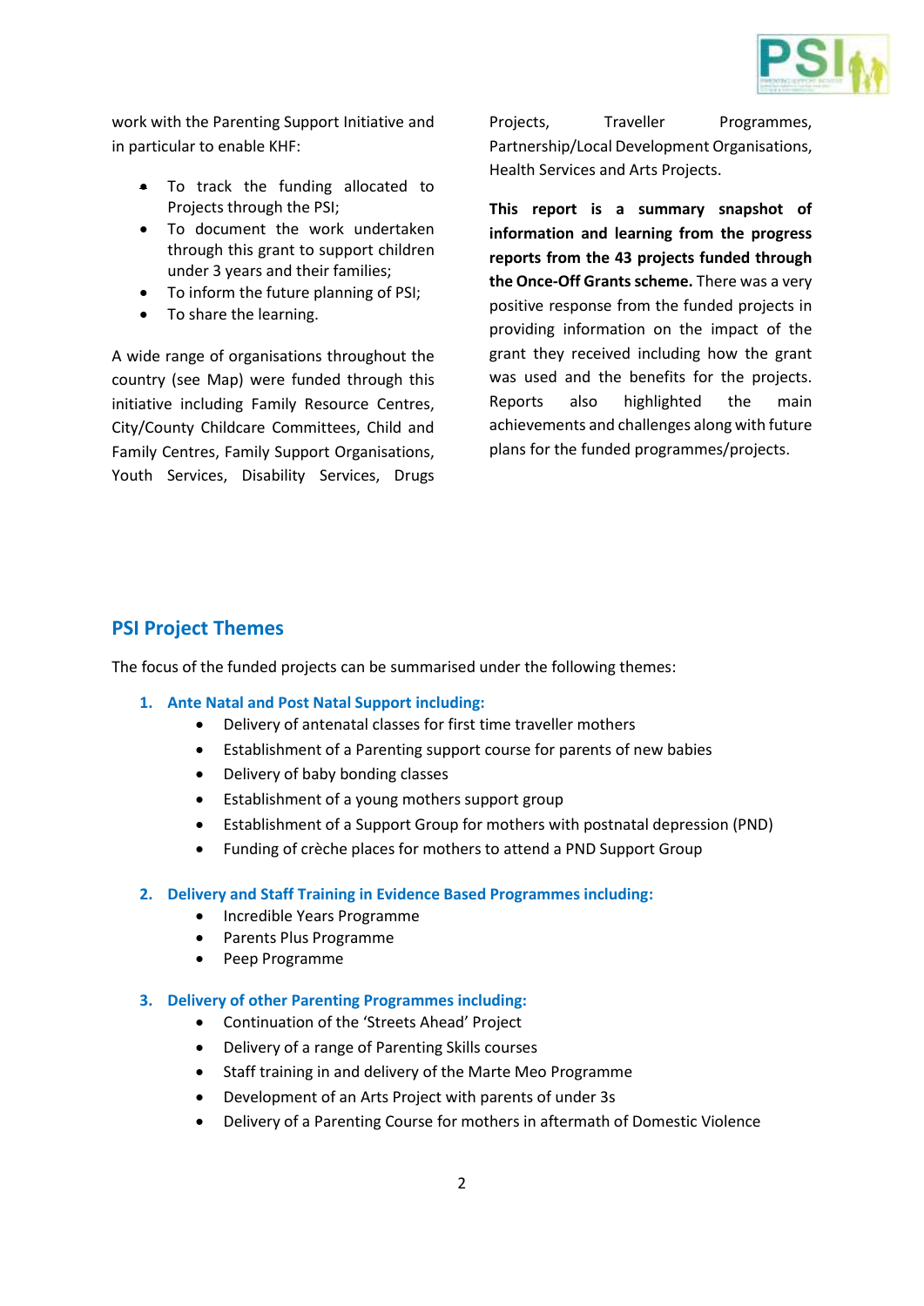work with the Parenting Support Initiative and in particular to enable KHF:

- To track the funding allocated to Projects through the PSI;
- To document the work undertaken through this grant to support children under 3 years and their families;
- To inform the future planning of PSI;
- To share the learning.

A wide range of organisations throughout the country (see Map) were funded through this initiative including Family Resource Centres, City/County Childcare Committees, Child and Family Centres, Family Support Organisations, Youth Services, Disability Services, Drugs Projects, Traveller Programmes, Partnership/Local Development Organisations, Health Services and Arts Projects.

**This report is a summary snapshot of information and learning from the progress reports from the 43 projects funded through the Once-Off Grants scheme.** There was a very positive response from the funded projects in providing information on the impact of the grant they received including how the grant was used and the benefits for the projects. Reports also highlighted the main achievements and challenges along with future plans for the funded programmes/projects.

## PSI Project Themes

The focus of the funded projects can be summarised under the following themes:

1. **Ante Natal and Post Natal Support including:**
   - Delivery of antenatal classes for first time traveller mothers
   - Establishment of a Parenting support course for parents of new babies
   - Delivery of baby bonding classes
   - Establishment of a young mothers support group
   - Establishment of a Support Group for mothers with postnatal depression (PND)
   - Funding of crèche places for mothers to attend a PND Support Group

2. **Delivery and Staff Training in Evidence Based Programmes including:**
   - Incredible Years Programme
   - Parents Plus Programme
   - Peep Programme

3. **Delivery of other Parenting Programmes including:**
   - Continuation of the 'Streets Ahead' Project
   - Delivery of a range of Parenting Skills courses
   - Staff training in and delivery of the Marte Meo Programme
   - Development of an Arts Project with parents of under 3s
   - Delivery of a Parenting Course for mothers in aftermath of Domestic Violence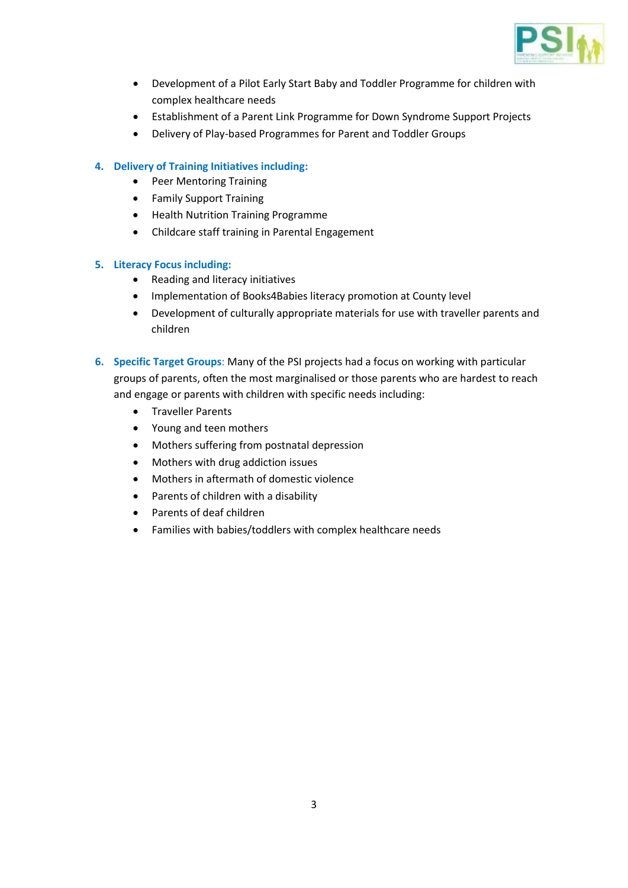- Development of a Pilot Early Start Baby and Toddler Programme for children with complex healthcare needs
- Establishment of a Parent Link Programme for Down Syndrome Support Projects
- Delivery of Play-based Programmes for Parent and Toddler Groups

4. **Delivery of Training Initiatives including:**
   - Peer Mentoring Training
   - Family Support Training
   - Health Nutrition Training Programme
   - Childcare staff training in Parental Engagement

5. **Literacy Focus including:**
   - Reading and literacy initiatives
   - Implementation of Books4Babies literacy promotion at County level
   - Development of culturally appropriate materials for use with traveller parents and children

6. **Specific Target Groups**: Many of the PSI projects had a focus on working with particular groups of parents, often the most marginalised or those parents who are hardest to reach and engage or parents with children with specific needs including:
   - Traveller Parents
   - Young and teen mothers
   - Mothers suffering from postnatal depression
   - Mothers with drug addiction issues
   - Mothers in aftermath of domestic violence
   - Parents of children with a disability
   - Parents of deaf children
   - Families with babies/toddlers with complex healthcare needs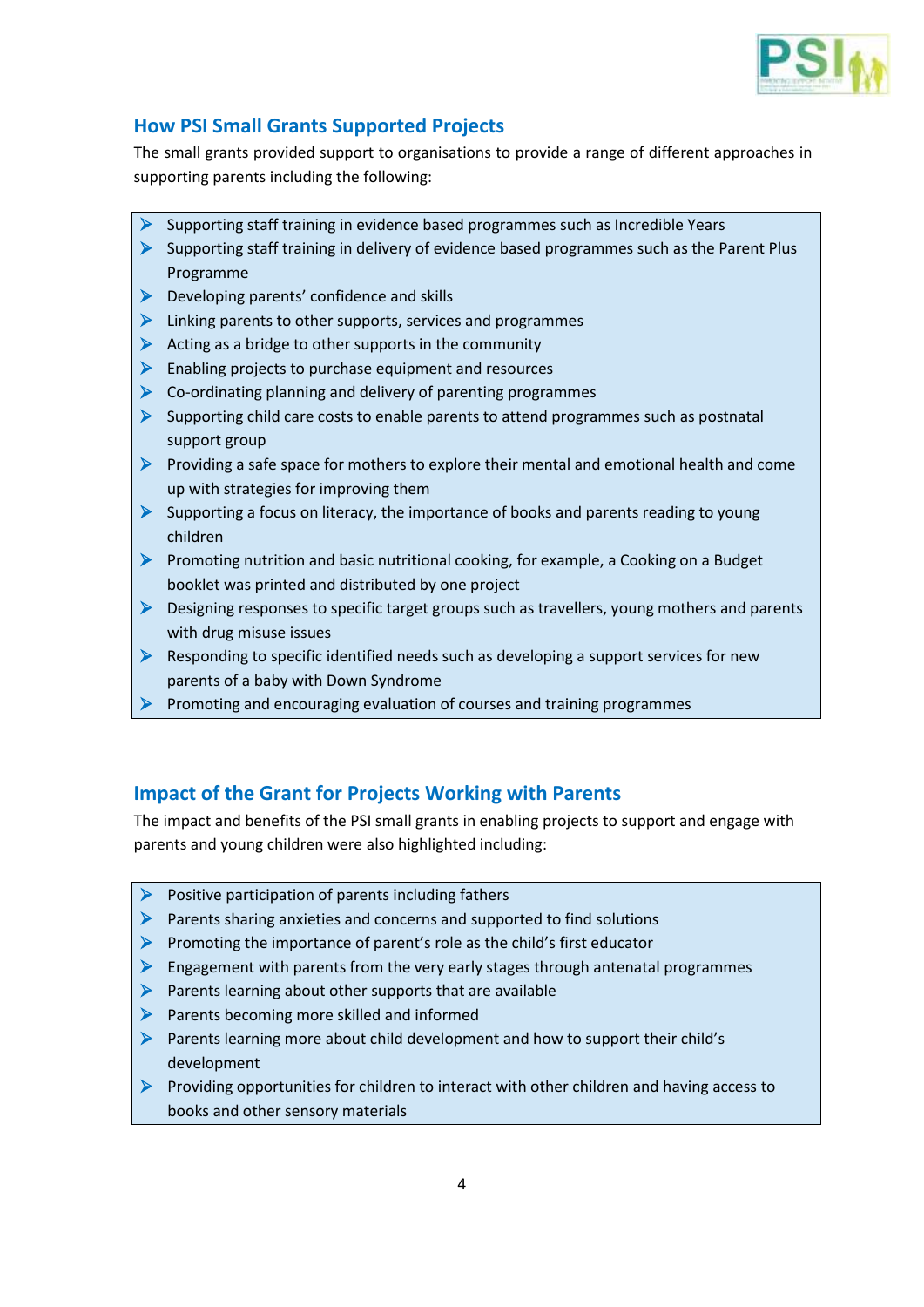## How PSI Small Grants Supported Projects

The small grants provided support to organisations to provide a range of different approaches in supporting parents including the following:

- Supporting staff training in evidence based programmes such as Incredible Years
- Supporting staff training in delivery of evidence based programmes such as the Parent Plus Programme
- Developing parents' confidence and skills
- Linking parents to other supports, services and programmes
- Acting as a bridge to other supports in the community
- Enabling projects to purchase equipment and resources
- Co-ordinating planning and delivery of parenting programmes
- Supporting child care costs to enable parents to attend programmes such as postnatal support group
- Providing a safe space for mothers to explore their mental and emotional health and come up with strategies for improving them
- Supporting a focus on literacy, the importance of books and parents reading to young children
- Promoting nutrition and basic nutritional cooking, for example, a Cooking on a Budget booklet was printed and distributed by one project
- Designing responses to specific target groups such as travellers, young mothers and parents with drug misuse issues
- Responding to specific identified needs such as developing a support services for new parents of a baby with Down Syndrome
- Promoting and encouraging evaluation of courses and training programmes

## Impact of the Grant for Projects Working with Parents

The impact and benefits of the PSI small grants in enabling projects to support and engage with parents and young children were also highlighted including:

- Positive participation of parents including fathers
- Parents sharing anxieties and concerns and supported to find solutions
- Promoting the importance of parent's role as the child's first educator
- Engagement with parents from the very early stages through antenatal programmes
- Parents learning about other supports that are available
- Parents becoming more skilled and informed
- Parents learning more about child development and how to support their child's development
- Providing opportunities for children to interact with other children and having access to books and other sensory materials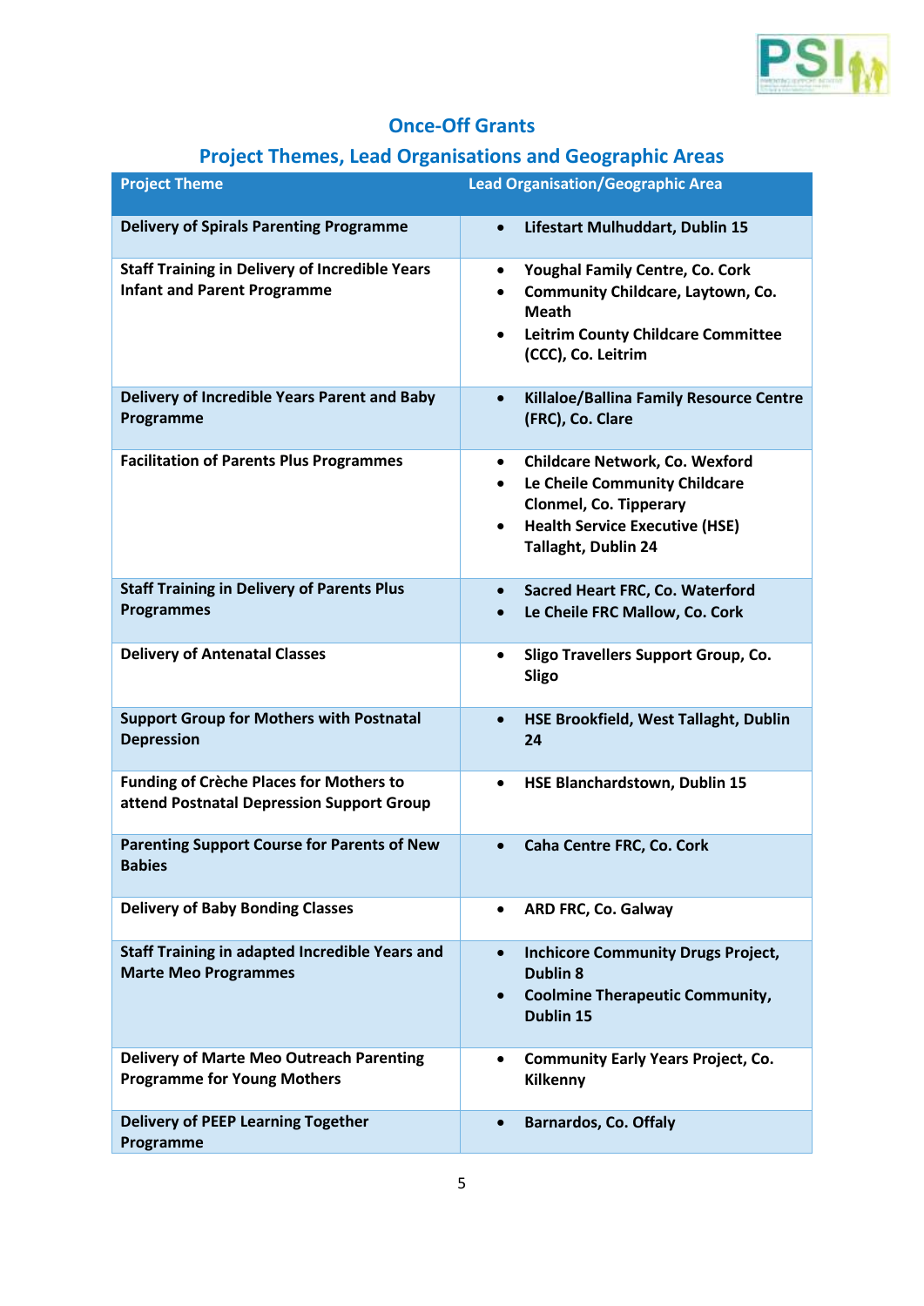## Once-Off Grants

## Project Themes, Lead Organisations and Geographic Areas

| Project Theme | Lead Organisation/Geographic Area |
|---|---|
| **Delivery of Spirals Parenting Programme** | • **Lifestart Mulhuddart, Dublin 15** |
| **Staff Training in Delivery of Incredible Years Infant and Parent Programme** | • **Youghal Family Centre, Co. Cork**<br>• **Community Childcare, Laytown, Co. Meath**<br>• **Leitrim County Childcare Committee (CCC), Co. Leitrim** |
| **Delivery of Incredible Years Parent and Baby Programme** | • **Killaloe/Ballina Family Resource Centre (FRC), Co. Clare** |
| **Facilitation of Parents Plus Programmes** | • **Childcare Network, Co. Wexford**<br>• **Le Cheile Community Childcare Clonmel, Co. Tipperary**<br>• **Health Service Executive (HSE) Tallaght, Dublin 24** |
| **Staff Training in Delivery of Parents Plus Programmes** | • **Sacred Heart FRC, Co. Waterford**<br>• **Le Cheile FRC Mallow, Co. Cork** |
| **Delivery of Antenatal Classes** | • **Sligo Travellers Support Group, Co. Sligo** |
| **Support Group for Mothers with Postnatal Depression** | • **HSE Brookfield, West Tallaght, Dublin 24** |
| **Funding of Crèche Places for Mothers to attend Postnatal Depression Support Group** | • **HSE Blanchardstown, Dublin 15** |
| **Parenting Support Course for Parents of New Babies** | • **Caha Centre FRC, Co. Cork** |
| **Delivery of Baby Bonding Classes** | • **ARD FRC, Co. Galway** |
| **Staff Training in adapted Incredible Years and Marte Meo Programmes** | • **Inchicore Community Drugs Project, Dublin 8**<br>• **Coolmine Therapeutic Community, Dublin 15** |
| **Delivery of Marte Meo Outreach Parenting Programme for Young Mothers** | • **Community Early Years Project, Co. Kilkenny** |
| **Delivery of PEEP Learning Together Programme** | • **Barnardos, Co. Offaly** |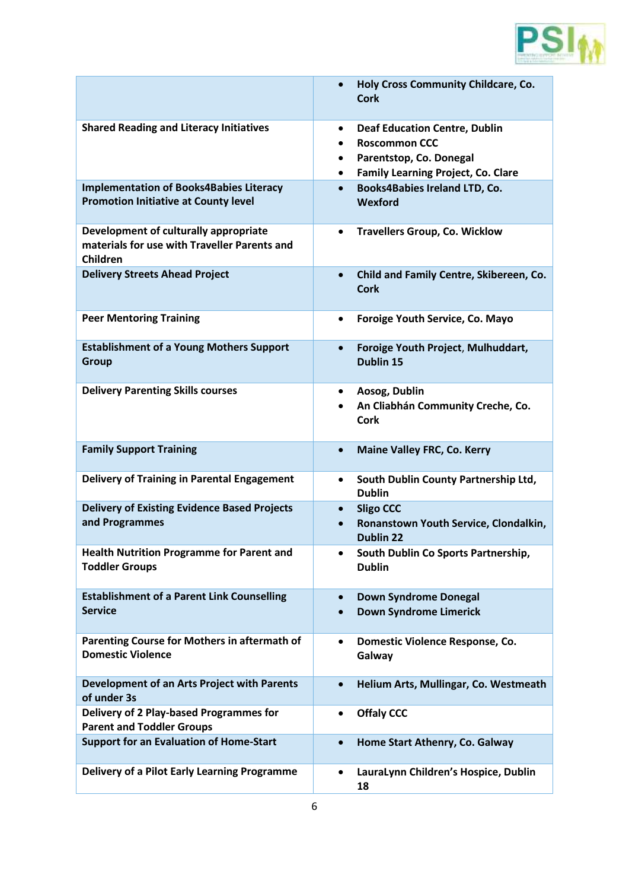| | |
|---|---|
| | • Holy Cross Community Childcare, Co. Cork |
| **Shared Reading and Literacy Initiatives** | • Deaf Education Centre, Dublin<br>• Roscommon CCC<br>• Parentstop, Co. Donegal<br>• Family Learning Project, Co. Clare |
| **Implementation of Books4Babies Literacy Promotion Initiative at County level** | • Books4Babies Ireland LTD, Co. Wexford |
| **Development of culturally appropriate materials for use with Traveller Parents and Children** | • Travellers Group, Co. Wicklow |
| **Delivery Streets Ahead Project** | • Child and Family Centre, Skibereen, Co. Cork |
| **Peer Mentoring Training** | • Foroige Youth Service, Co. Mayo |
| **Establishment of a Young Mothers Support Group** | • Foroige Youth Project, Mulhuddart, Dublin 15 |
| **Delivery Parenting Skills courses** | • Aosog, Dublin<br>• An Cliabhán Community Creche, Co. Cork |
| **Family Support Training** | • Maine Valley FRC, Co. Kerry |
| **Delivery of Training in Parental Engagement** | • South Dublin County Partnership Ltd, Dublin |
| **Delivery of Existing Evidence Based Projects and Programmes** | • Sligo CCC<br>• Ronanstown Youth Service, Clondalkin, Dublin 22 |
| **Health Nutrition Programme for Parent and Toddler Groups** | • South Dublin Co Sports Partnership, Dublin |
| **Establishment of a Parent Link Counselling Service** | • Down Syndrome Donegal<br>• Down Syndrome Limerick |
| **Parenting Course for Mothers in aftermath of Domestic Violence** | • Domestic Violence Response, Co. Galway |
| **Development of an Arts Project with Parents of under 3s** | • Helium Arts, Mullingar, Co. Westmeath |
| **Delivery of 2 Play-based Programmes for Parent and Toddler Groups** | • Offaly CCC |
| **Support for an Evaluation of Home-Start** | • Home Start Athenry, Co. Galway |
| **Delivery of a Pilot Early Learning Programme** | • LauraLynn Children's Hospice, Dublin 18 |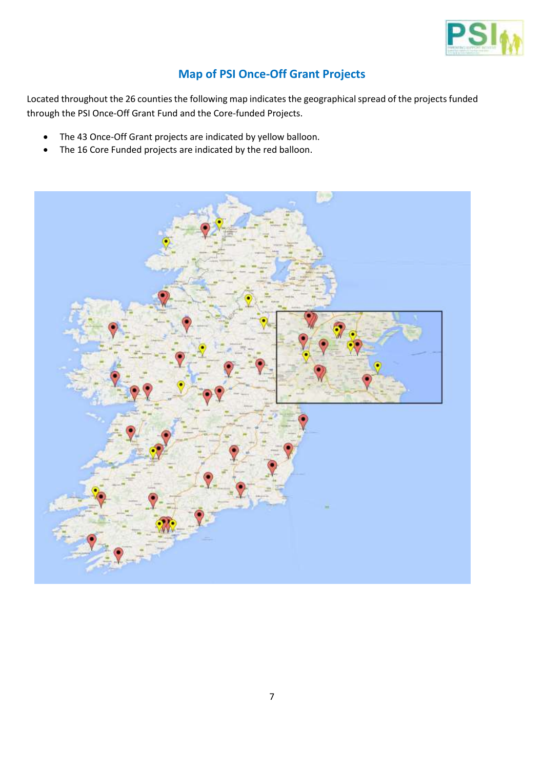## Map of PSI Once-Off Grant Projects

Located throughout the 26 counties the following map indicates the geographical spread of the projects funded through the PSI Once-Off Grant Fund and the Core-funded Projects.

- The 43 Once-Off Grant projects are indicated by yellow balloon.
- The 16 Core Funded projects are indicated by the red balloon.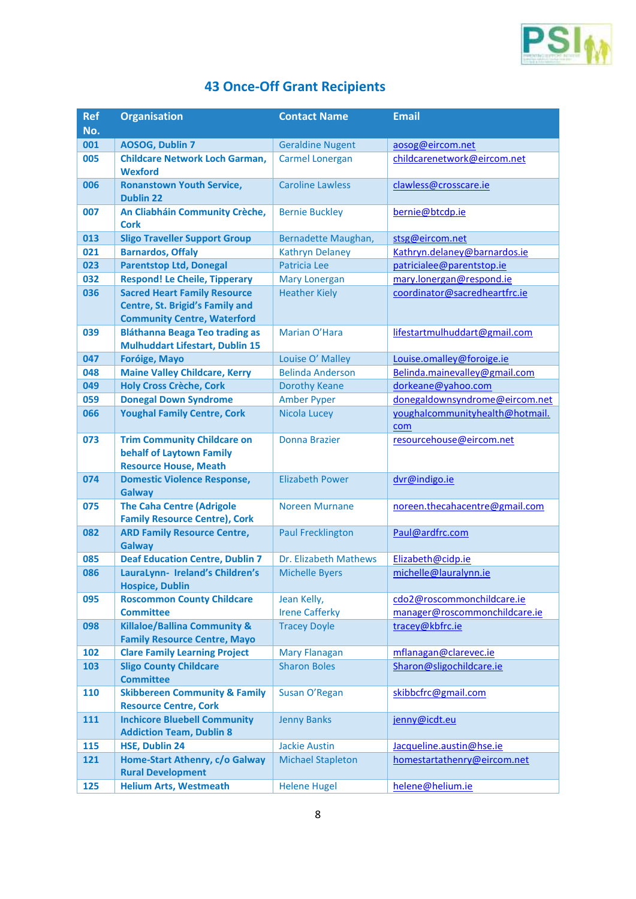## 43 Once-Off Grant Recipients

| Ref No. | Organisation | Contact Name | Email |
|---|---|---|---|
| 001 | AOSOG, Dublin 7 | Geraldine Nugent | aosog@eircom.net |
| 005 | Childcare Network Loch Garman, Wexford | Carmel Lonergan | childcarenetwork@eircom.net |
| 006 | Ronanstown Youth Service, Dublin 22 | Caroline Lawless | clawless@crosscare.ie |
| 007 | An Cliabháin Community Crèche, Cork | Bernie Buckley | bernie@btcdp.ie |
| 013 | Sligo Traveller Support Group | Bernadette Maughan, | stsg@eircom.net |
| 021 | Barnardos, Offaly | Kathryn Delaney | Kathryn.delaney@barnardos.ie |
| 023 | Parentstop Ltd, Donegal | Patricia Lee | patricialee@parentstop.ie |
| 032 | Respond! Le Cheile, Tipperary | Mary Lonergan | mary.lonergan@respond.ie |
| 036 | Sacred Heart Family Resource Centre, St. Brigid's Family and Community Centre, Waterford | Heather Kiely | coordinator@sacredheartfrc.ie |
| 039 | Bláthanna Beaga Teo trading as Mulhuddart Lifestart, Dublin 15 | Marian O'Hara | lifestartmulhuddart@gmail.com |
| 047 | Foróige, Mayo | Louise O' Malley | Louise.omalley@foroige.ie |
| 048 | Maine Valley Childcare, Kerry | Belinda Anderson | Belinda.mainevalley@gmail.com |
| 049 | Holy Cross Crèche, Cork | Dorothy Keane | dorkeane@yahoo.com |
| 059 | Donegal Down Syndrome | Amber Pyper | donegaldownsyndrome@eircom.net |
| 066 | Youghal Family Centre, Cork | Nicola Lucey | youghalcommunityhealth@hotmail.com |
| 073 | Trim Community Childcare on behalf of Laytown Family Resource House, Meath | Donna Brazier | resourcehouse@eircom.net |
| 074 | Domestic Violence Response, Galway | Elizabeth Power | dvr@indigo.ie |
| 075 | The Caha Centre (Adrigole Family Resource Centre), Cork | Noreen Murnane | noreen.thecahacentre@gmail.com |
| 082 | ARD Family Resource Centre, Galway | Paul Frecklington | Paul@ardfrc.com |
| 085 | Deaf Education Centre, Dublin 7 | Dr. Elizabeth Mathews | Elizabeth@cidp.ie |
| 086 | LauraLynn- Ireland's Children's Hospice, Dublin | Michelle Byers | michelle@lauralynn.ie |
| 095 | Roscommon County Childcare Committee | Jean Kelly, Irene Cafferky | cdo2@roscommonchildcare.ie manager@roscommonchildcare.ie |
| 098 | Killaloe/Ballina Community & Family Resource Centre, Mayo | Tracey Doyle | tracey@kbfrc.ie |
| 102 | Clare Family Learning Project | Mary Flanagan | mflanagan@clarevec.ie |
| 103 | Sligo County Childcare Committee | Sharon Boles | Sharon@sligochildcare.ie |
| 110 | Skibbereen Community & Family Resource Centre, Cork | Susan O'Regan | skibbcfrc@gmail.com |
| 111 | Inchicore Bluebell Community Addiction Team, Dublin 8 | Jenny Banks | jenny@icdt.eu |
| 115 | HSE, Dublin 24 | Jackie Austin | Jacqueline.austin@hse.ie |
| 121 | Home-Start Athenry, c/o Galway Rural Development | Michael Stapleton | homestartathenry@eircom.net |
| 125 | Helium Arts, Westmeath | Helene Hugel | helene@helium.ie |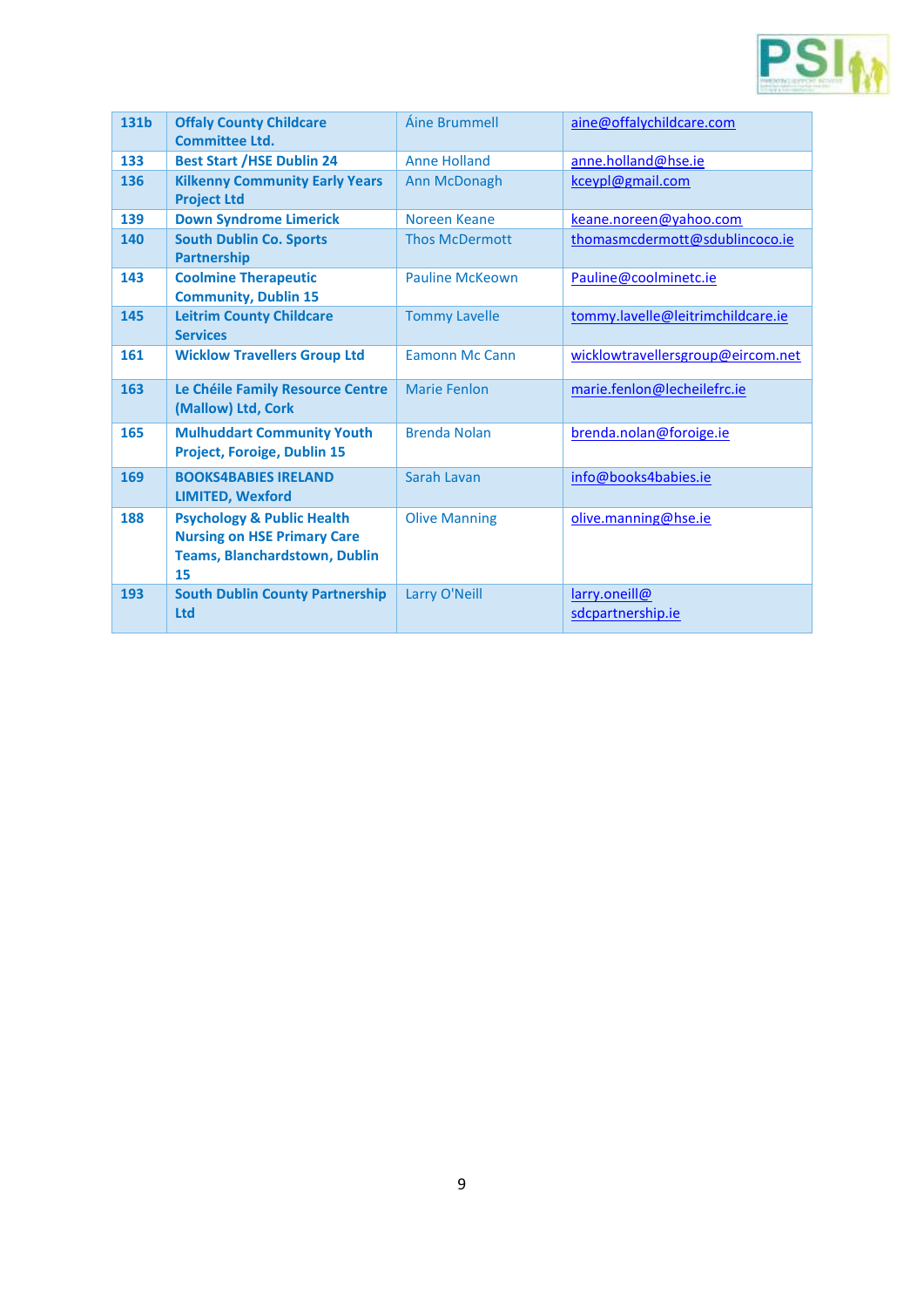| | | | |
|---|---|---|---|
| **131b** | **Offaly County Childcare Committee Ltd.** | Áine Brummell | aine@offalychildcare.com |
| **133** | **Best Start /HSE Dublin 24** | Anne Holland | anne.holland@hse.ie |
| **136** | **Kilkenny Community Early Years Project Ltd** | Ann McDonagh | kceypl@gmail.com |
| **139** | **Down Syndrome Limerick** | Noreen Keane | keane.noreen@yahoo.com |
| **140** | **South Dublin Co. Sports Partnership** | Thos McDermott | thomasmcdermott@sdublincoco.ie |
| **143** | **Coolmine Therapeutic Community, Dublin 15** | Pauline McKeown | Pauline@coolminetc.ie |
| **145** | **Leitrim County Childcare Services** | Tommy Lavelle | tommy.lavelle@leitrimchildcare.ie |
| **161** | **Wicklow Travellers Group Ltd** | Eamonn Mc Cann | wicklowtravellersgroup@eircom.net |
| **163** | **Le Chéile Family Resource Centre (Mallow) Ltd, Cork** | Marie Fenlon | marie.fenlon@lecheilefrc.ie |
| **165** | **Mulhuddart Community Youth Project, Foroige, Dublin 15** | Brenda Nolan | brenda.nolan@foroige.ie |
| **169** | **BOOKS4BABIES IRELAND LIMITED, Wexford** | Sarah Lavan | info@books4babies.ie |
| **188** | **Psychology & Public Health Nursing on HSE Primary Care Teams, Blanchardstown, Dublin 15** | Olive Manning | olive.manning@hse.ie |
| **193** | **South Dublin County Partnership Ltd** | Larry O'Neill | larry.oneill@ sdcpartnership.ie |